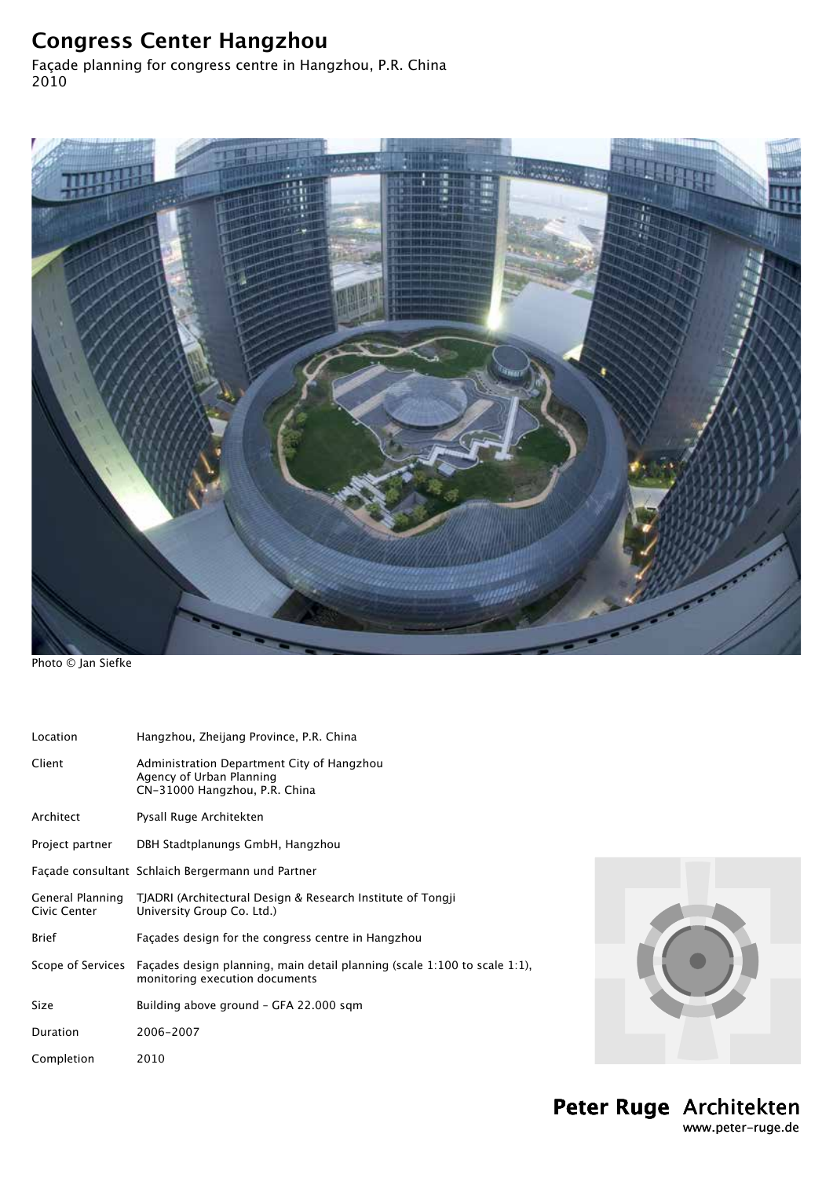# Congress Center Hangzhou

Façade planning for congress centre in Hangzhou, P.R. China
2010

Photo © Jan Siefke

| | |
|---|---|
| Location | Hangzhou, Zheijang Province, P.R. China |
| Client | Administration Department City of Hangzhou<br>Agency of Urban Planning<br>CN-31000 Hangzhou, P.R. China |
| Architect | Pysall Ruge Architekten |
| Project partner | DBH Stadtplanungs GmbH, Hangzhou |
| Façade consultant | Schlaich Bergermann und Partner |
| General Planning Civic Center | TJADRI (Architectural Design & Research Institute of Tongji University Group Co. Ltd.) |
| Brief | Façades design for the congress centre in Hangzhou |
| Scope of Services | Façades design planning, main detail planning (scale 1:100 to scale 1:1), monitoring execution documents |
| Size | Building above ground - GFA 22.000 sqm |
| Duration | 2006-2007 |
| Completion | 2010 |

**Peter Ruge** Architekten
www.peter-ruge.de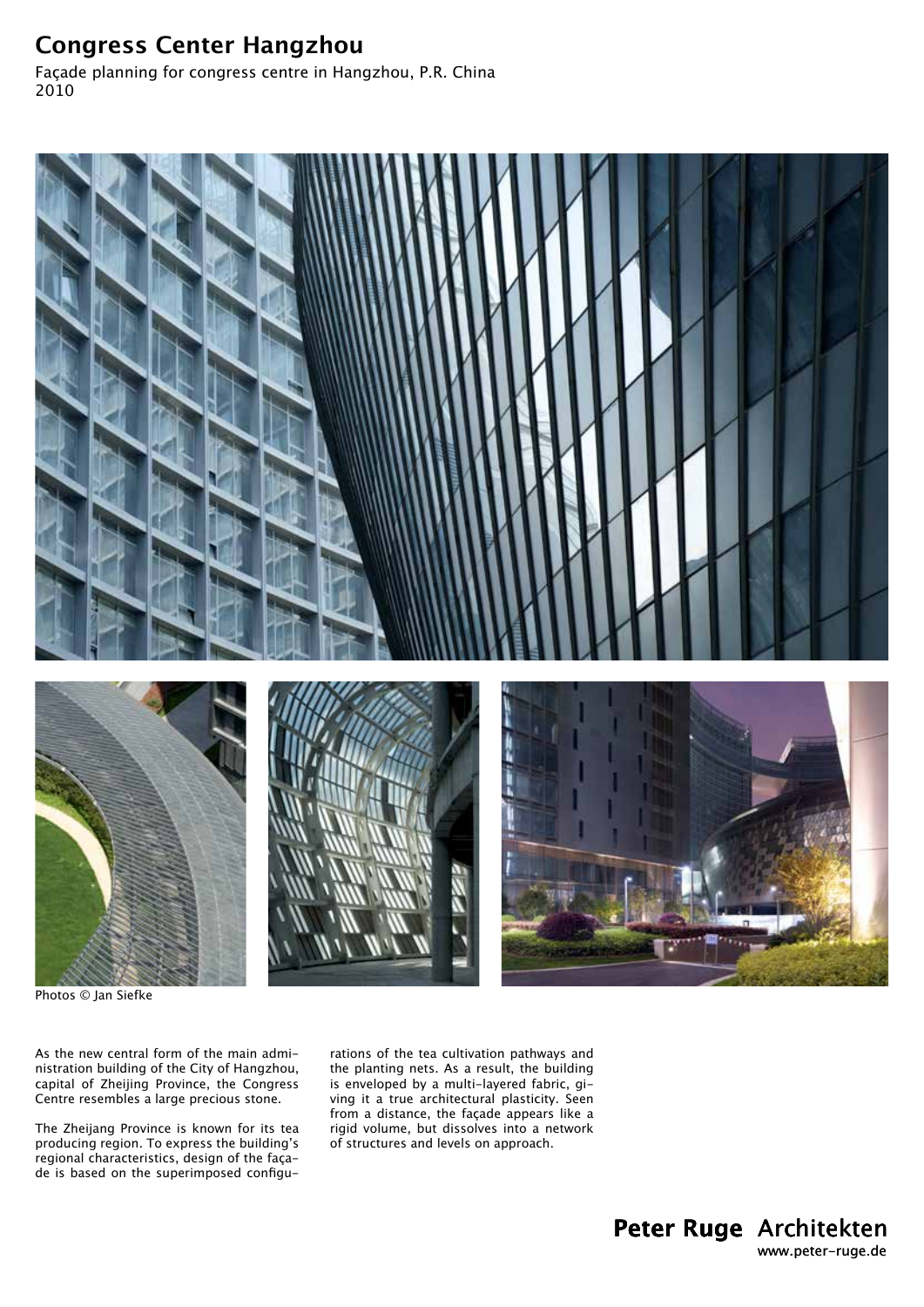# Congress Center Hangzhou

Façade planning for congress centre in Hangzhou, P.R. China
2010

Photos © Jan Siefke

As the new central form of the main administration building of the City of Hangzhou, capital of Zheijing Province, the Congress Centre resembles a large precious stone.

The Zheijang Province is known for its tea producing region. To express the building's regional characteristics, design of the façade is based on the superimposed configurations of the tea cultivation pathways and the planting nets. As a result, the building is enveloped by a multi-layered fabric, giving it a true architectural plasticity. Seen from a distance, the façade appears like a rigid volume, but dissolves into a network of structures and levels on approach.

**Peter Ruge** Architekten
www.peter-ruge.de